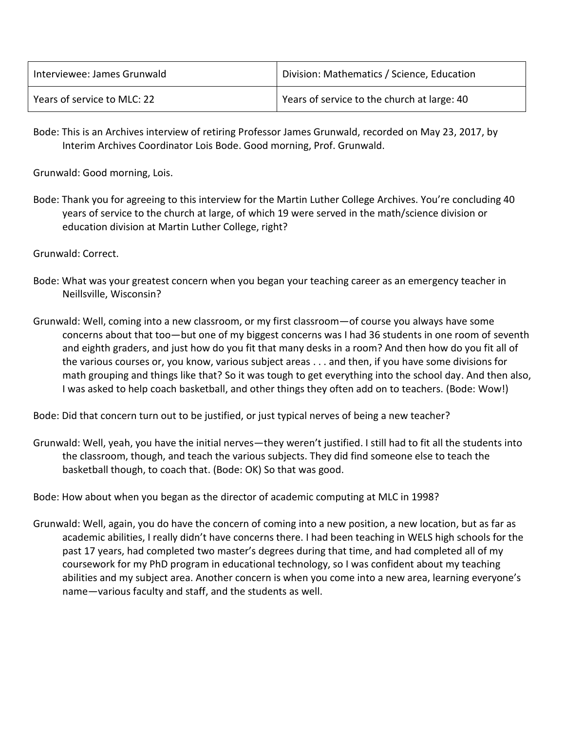| Interviewee: James Grunwald | Division: Mathematics / Science, Education |
| --- | --- |
| Years of service to MLC: 22 | Years of service to the church at large: 40 |

Bode: This is an Archives interview of retiring Professor James Grunwald, recorded on May 23, 2017, by Interim Archives Coordinator Lois Bode. Good morning, Prof. Grunwald.

Grunwald: Good morning, Lois.

Bode: Thank you for agreeing to this interview for the Martin Luther College Archives. You're concluding 40 years of service to the church at large, of which 19 were served in the math/science division or education division at Martin Luther College, right?

Grunwald: Correct.

Bode: What was your greatest concern when you began your teaching career as an emergency teacher in Neillsville, Wisconsin?

Grunwald: Well, coming into a new classroom, or my first classroom—of course you always have some concerns about that too—but one of my biggest concerns was I had 36 students in one room of seventh and eighth graders, and just how do you fit that many desks in a room? And then how do you fit all of the various courses or, you know, various subject areas . . . and then, if you have some divisions for math grouping and things like that? So it was tough to get everything into the school day. And then also, I was asked to help coach basketball, and other things they often add on to teachers. (Bode: Wow!)

Bode: Did that concern turn out to be justified, or just typical nerves of being a new teacher?

Grunwald: Well, yeah, you have the initial nerves—they weren't justified. I still had to fit all the students into the classroom, though, and teach the various subjects. They did find someone else to teach the basketball though, to coach that. (Bode: OK) So that was good.

Bode: How about when you began as the director of academic computing at MLC in 1998?

Grunwald: Well, again, you do have the concern of coming into a new position, a new location, but as far as academic abilities, I really didn't have concerns there. I had been teaching in WELS high schools for the past 17 years, had completed two master's degrees during that time, and had completed all of my coursework for my PhD program in educational technology, so I was confident about my teaching abilities and my subject area. Another concern is when you come into a new area, learning everyone's name—various faculty and staff, and the students as well.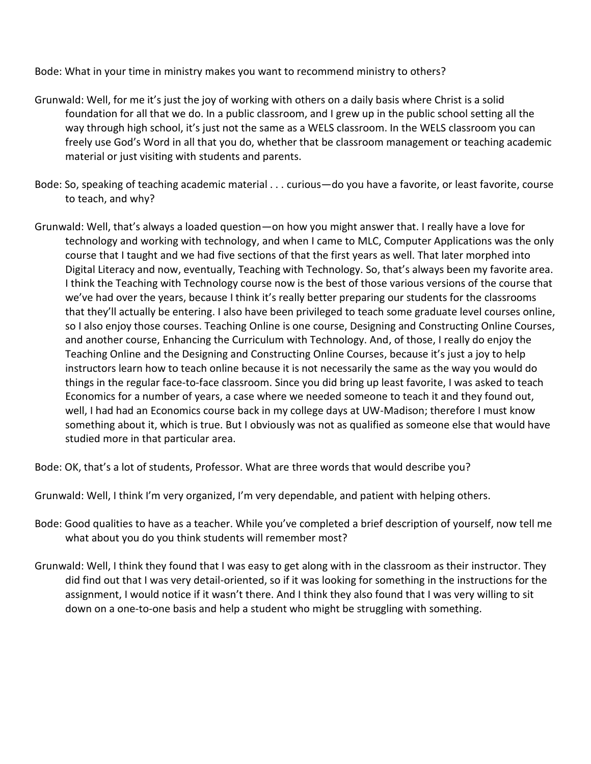Bode: What in your time in ministry makes you want to recommend ministry to others?

Grunwald: Well, for me it's just the joy of working with others on a daily basis where Christ is a solid foundation for all that we do. In a public classroom, and I grew up in the public school setting all the way through high school, it's just not the same as a WELS classroom. In the WELS classroom you can freely use God's Word in all that you do, whether that be classroom management or teaching academic material or just visiting with students and parents.

Bode: So, speaking of teaching academic material . . . curious—do you have a favorite, or least favorite, course to teach, and why?

Grunwald: Well, that's always a loaded question—on how you might answer that. I really have a love for technology and working with technology, and when I came to MLC, Computer Applications was the only course that I taught and we had five sections of that the first years as well. That later morphed into Digital Literacy and now, eventually, Teaching with Technology. So, that's always been my favorite area. I think the Teaching with Technology course now is the best of those various versions of the course that we've had over the years, because I think it's really better preparing our students for the classrooms that they'll actually be entering. I also have been privileged to teach some graduate level courses online, so I also enjoy those courses. Teaching Online is one course, Designing and Constructing Online Courses, and another course, Enhancing the Curriculum with Technology. And, of those, I really do enjoy the Teaching Online and the Designing and Constructing Online Courses, because it's just a joy to help instructors learn how to teach online because it is not necessarily the same as the way you would do things in the regular face-to-face classroom. Since you did bring up least favorite, I was asked to teach Economics for a number of years, a case where we needed someone to teach it and they found out, well, I had had an Economics course back in my college days at UW-Madison; therefore I must know something about it, which is true. But I obviously was not as qualified as someone else that would have studied more in that particular area.

Bode: OK, that's a lot of students, Professor. What are three words that would describe you?

Grunwald: Well, I think I'm very organized, I'm very dependable, and patient with helping others.

Bode: Good qualities to have as a teacher. While you've completed a brief description of yourself, now tell me what about you do you think students will remember most?

Grunwald: Well, I think they found that I was easy to get along with in the classroom as their instructor. They did find out that I was very detail-oriented, so if it was looking for something in the instructions for the assignment, I would notice if it wasn't there. And I think they also found that I was very willing to sit down on a one-to-one basis and help a student who might be struggling with something.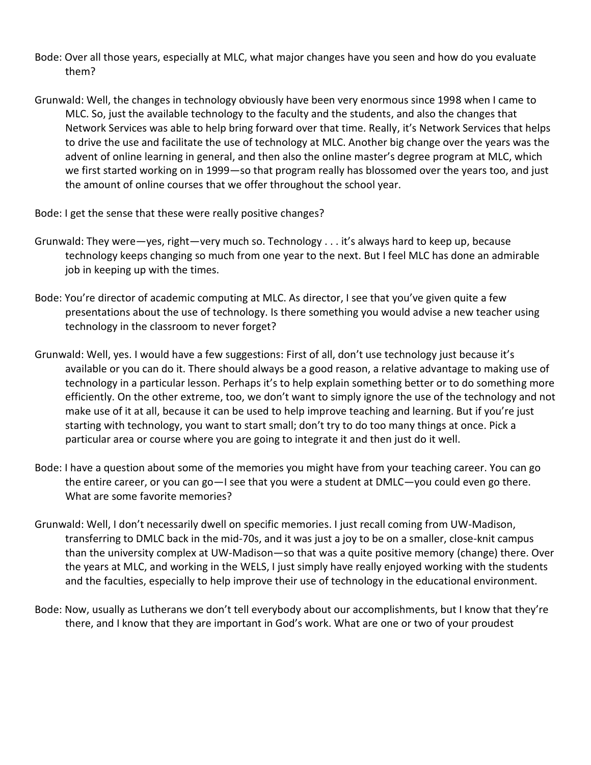Bode: Over all those years, especially at MLC, what major changes have you seen and how do you evaluate them?

Grunwald: Well, the changes in technology obviously have been very enormous since 1998 when I came to MLC. So, just the available technology to the faculty and the students, and also the changes that Network Services was able to help bring forward over that time. Really, it's Network Services that helps to drive the use and facilitate the use of technology at MLC. Another big change over the years was the advent of online learning in general, and then also the online master's degree program at MLC, which we first started working on in 1999—so that program really has blossomed over the years too, and just the amount of online courses that we offer throughout the school year.

Bode: I get the sense that these were really positive changes?

Grunwald: They were—yes, right—very much so. Technology . . . it's always hard to keep up, because technology keeps changing so much from one year to the next. But I feel MLC has done an admirable job in keeping up with the times.

Bode: You're director of academic computing at MLC. As director, I see that you've given quite a few presentations about the use of technology. Is there something you would advise a new teacher using technology in the classroom to never forget?

Grunwald: Well, yes. I would have a few suggestions: First of all, don't use technology just because it's available or you can do it. There should always be a good reason, a relative advantage to making use of technology in a particular lesson. Perhaps it's to help explain something better or to do something more efficiently. On the other extreme, too, we don't want to simply ignore the use of the technology and not make use of it at all, because it can be used to help improve teaching and learning. But if you're just starting with technology, you want to start small; don't try to do too many things at once. Pick a particular area or course where you are going to integrate it and then just do it well.

Bode: I have a question about some of the memories you might have from your teaching career. You can go the entire career, or you can go—I see that you were a student at DMLC—you could even go there. What are some favorite memories?

Grunwald: Well, I don't necessarily dwell on specific memories. I just recall coming from UW-Madison, transferring to DMLC back in the mid-70s, and it was just a joy to be on a smaller, close-knit campus than the university complex at UW-Madison—so that was a quite positive memory (change) there. Over the years at MLC, and working in the WELS, I just simply have really enjoyed working with the students and the faculties, especially to help improve their use of technology in the educational environment.

Bode: Now, usually as Lutherans we don't tell everybody about our accomplishments, but I know that they're there, and I know that they are important in God's work. What are one or two of your proudest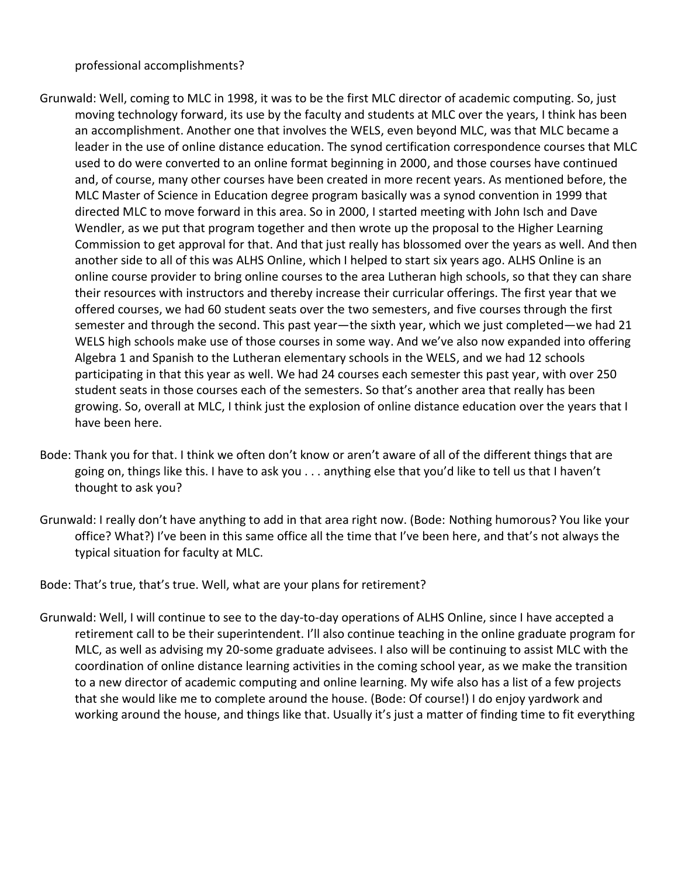professional accomplishments?

Grunwald: Well, coming to MLC in 1998, it was to be the first MLC director of academic computing. So, just moving technology forward, its use by the faculty and students at MLC over the years, I think has been an accomplishment. Another one that involves the WELS, even beyond MLC, was that MLC became a leader in the use of online distance education. The synod certification correspondence courses that MLC used to do were converted to an online format beginning in 2000, and those courses have continued and, of course, many other courses have been created in more recent years. As mentioned before, the MLC Master of Science in Education degree program basically was a synod convention in 1999 that directed MLC to move forward in this area. So in 2000, I started meeting with John Isch and Dave Wendler, as we put that program together and then wrote up the proposal to the Higher Learning Commission to get approval for that. And that just really has blossomed over the years as well. And then another side to all of this was ALHS Online, which I helped to start six years ago. ALHS Online is an online course provider to bring online courses to the area Lutheran high schools, so that they can share their resources with instructors and thereby increase their curricular offerings. The first year that we offered courses, we had 60 student seats over the two semesters, and five courses through the first semester and through the second. This past year—the sixth year, which we just completed—we had 21 WELS high schools make use of those courses in some way. And we've also now expanded into offering Algebra 1 and Spanish to the Lutheran elementary schools in the WELS, and we had 12 schools participating in that this year as well. We had 24 courses each semester this past year, with over 250 student seats in those courses each of the semesters. So that's another area that really has been growing. So, overall at MLC, I think just the explosion of online distance education over the years that I have been here.

Bode: Thank you for that. I think we often don't know or aren't aware of all of the different things that are going on, things like this. I have to ask you . . . anything else that you'd like to tell us that I haven't thought to ask you?

Grunwald: I really don't have anything to add in that area right now. (Bode: Nothing humorous? You like your office? What?) I've been in this same office all the time that I've been here, and that's not always the typical situation for faculty at MLC.

Bode: That's true, that's true. Well, what are your plans for retirement?

Grunwald: Well, I will continue to see to the day-to-day operations of ALHS Online, since I have accepted a retirement call to be their superintendent. I'll also continue teaching in the online graduate program for MLC, as well as advising my 20-some graduate advisees. I also will be continuing to assist MLC with the coordination of online distance learning activities in the coming school year, as we make the transition to a new director of academic computing and online learning. My wife also has a list of a few projects that she would like me to complete around the house. (Bode: Of course!) I do enjoy yardwork and working around the house, and things like that. Usually it's just a matter of finding time to fit everything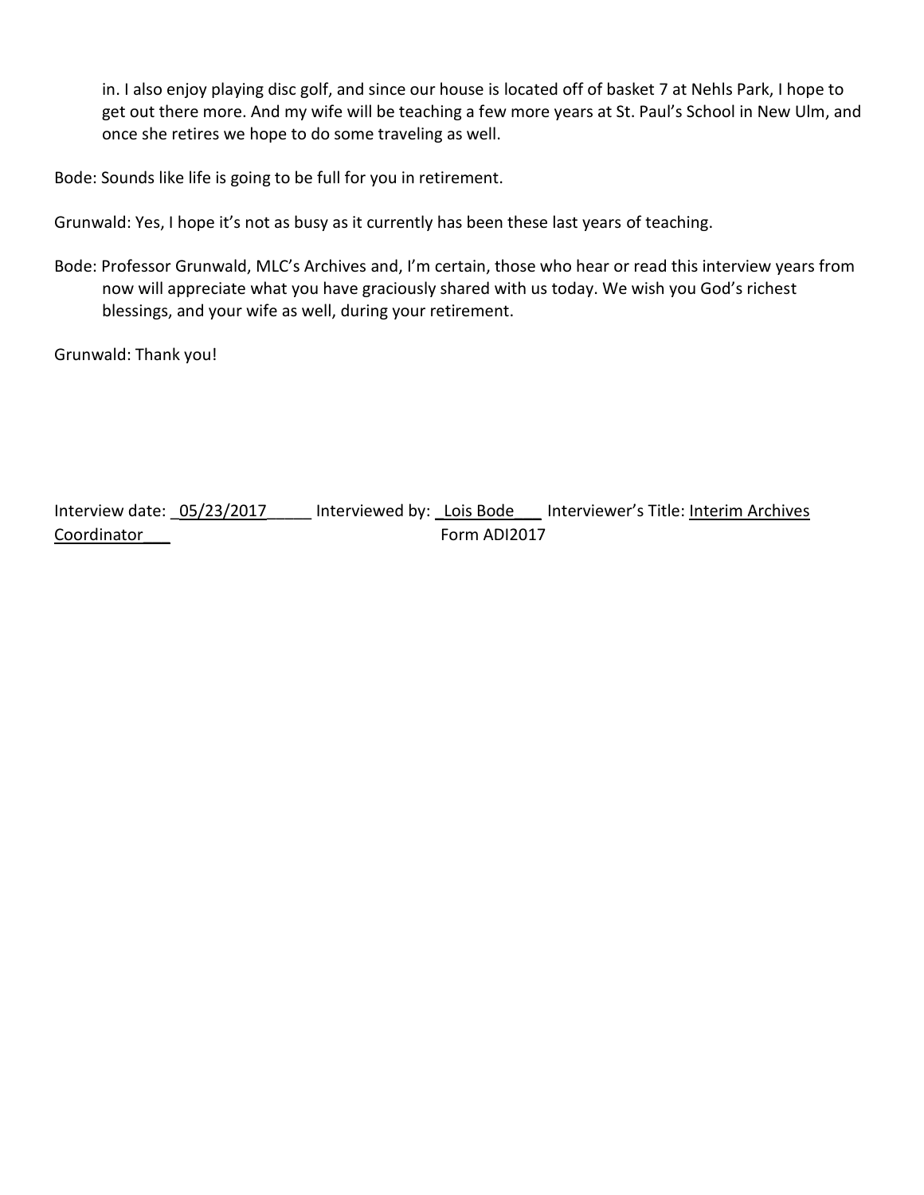in. I also enjoy playing disc golf, and since our house is located off of basket 7 at Nehls Park, I hope to get out there more. And my wife will be teaching a few more years at St. Paul's School in New Ulm, and once she retires we hope to do some traveling as well.

Bode: Sounds like life is going to be full for you in retirement.

Grunwald: Yes, I hope it's not as busy as it currently has been these last years of teaching.

Bode: Professor Grunwald, MLC's Archives and, I'm certain, those who hear or read this interview years from now will appreciate what you have graciously shared with us today. We wish you God's richest blessings, and your wife as well, during your retirement.

Grunwald: Thank you!

Interview date: 05/23/2017 Interviewed by: Lois Bode Interviewer's Title: Interim Archives Coordinator

Form ADI2017